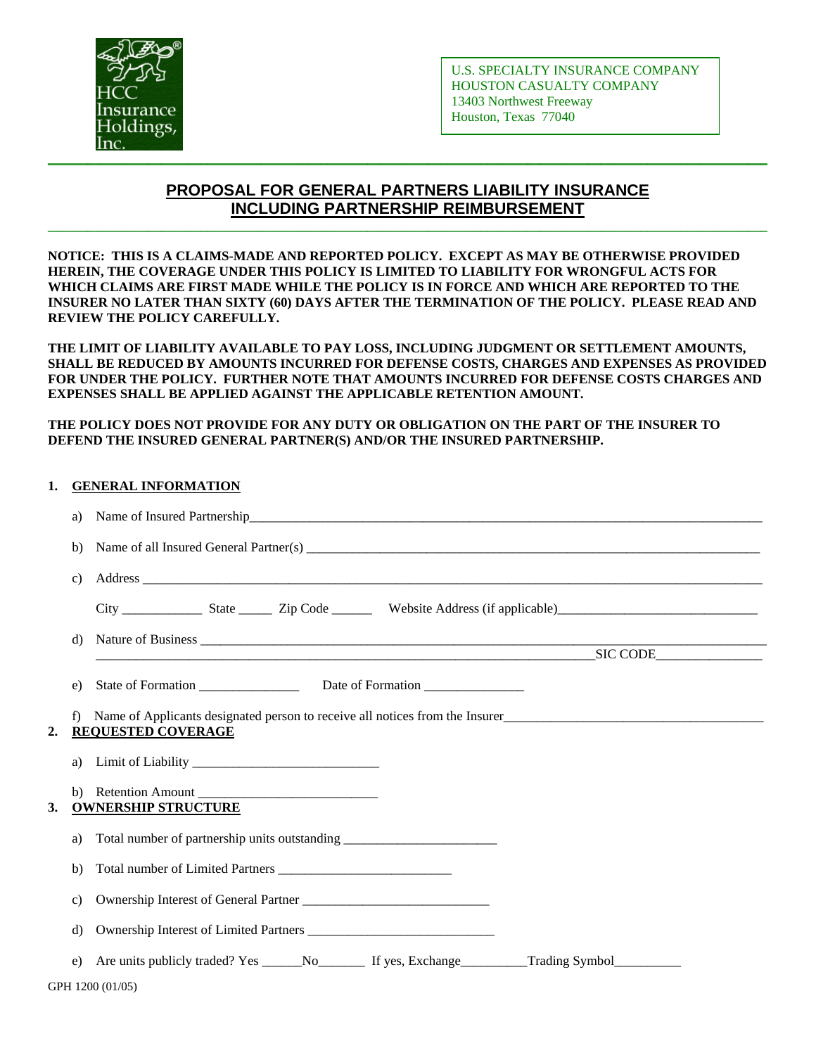HCC Insurance Holdings, Inc.

U.S. SPECIALTY INSURANCE COMPANY
HOUSTON CASUALTY COMPANY
13403 Northwest Freeway
Houston, Texas 77040

# PROPOSAL FOR GENERAL PARTNERS LIABILITY INSURANCE INCLUDING PARTNERSHIP REIMBURSEMENT

**NOTICE: THIS IS A CLAIMS-MADE AND REPORTED POLICY. EXCEPT AS MAY BE OTHERWISE PROVIDED HEREIN, THE COVERAGE UNDER THIS POLICY IS LIMITED TO LIABILITY FOR WRONGFUL ACTS FOR WHICH CLAIMS ARE FIRST MADE WHILE THE POLICY IS IN FORCE AND WHICH ARE REPORTED TO THE INSURER NO LATER THAN SIXTY (60) DAYS AFTER THE TERMINATION OF THE POLICY. PLEASE READ AND REVIEW THE POLICY CAREFULLY.**

**THE LIMIT OF LIABILITY AVAILABLE TO PAY LOSS, INCLUDING JUDGMENT OR SETTLEMENT AMOUNTS, SHALL BE REDUCED BY AMOUNTS INCURRED FOR DEFENSE COSTS, CHARGES AND EXPENSES AS PROVIDED FOR UNDER THE POLICY. FURTHER NOTE THAT AMOUNTS INCURRED FOR DEFENSE COSTS CHARGES AND EXPENSES SHALL BE APPLIED AGAINST THE APPLICABLE RETENTION AMOUNT.**

**THE POLICY DOES NOT PROVIDE FOR ANY DUTY OR OBLIGATION ON THE PART OF THE INSURER TO DEFEND THE INSURED GENERAL PARTNER(S) AND/OR THE INSURED PARTNERSHIP.**

## 1. GENERAL INFORMATION

a) Name of Insured Partnership_______________________________________________

b) Name of all Insured General Partner(s) ______________________________________

c) Address ______________________________________________________________

City ____________ State _____ Zip Code ______ Website Address (if applicable)______________________________

d) Nature of Business ______________________________________________________
______________________________________________________SIC CODE________________

e) State of Formation _______________ Date of Formation _______________

f) Name of Applicants designated person to receive all notices from the Insurer_______________________________

## 2. REQUESTED COVERAGE

a) Limit of Liability ____________________________

b) Retention Amount ___________________________

## 3. OWNERSHIP STRUCTURE

a) Total number of partnership units outstanding _______________________

b) Total number of Limited Partners _________________________

c) Ownership Interest of General Partner ____________________________

d) Ownership Interest of Limited Partners ____________________________

e) Are units publicly traded? Yes ______No_______ If yes, Exchange__________Trading Symbol__________

GPH 1200 (01/05)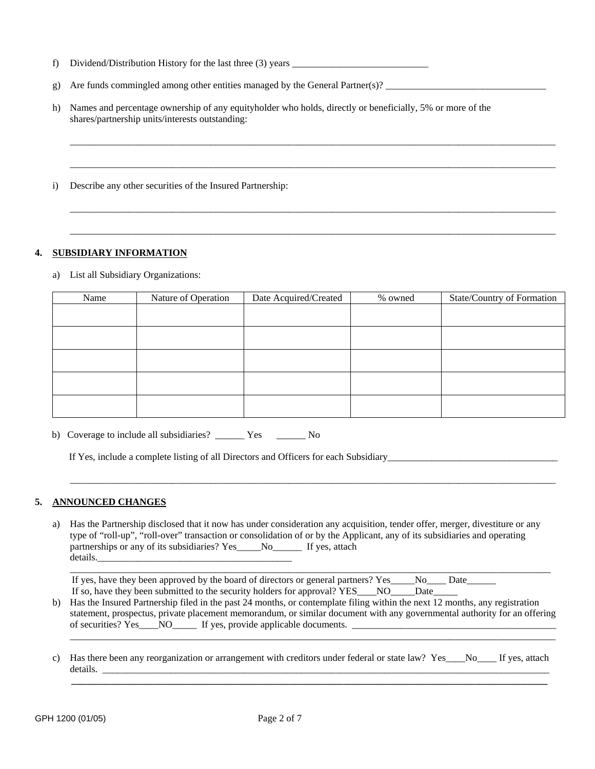f) Dividend/Distribution History for the last three (3) years ____________________________

g) Are funds commingled among other entities managed by the General Partner(s)? _________________________________

h) Names and percentage ownership of any equityholder who holds, directly or beneficially, 5% or more of the shares/partnership units/interests outstanding:

_____________________________________________________________________________________________

_____________________________________________________________________________________________

i) Describe any other securities of the Insured Partnership:

_____________________________________________________________________________________________

_____________________________________________________________________________________________

## 4. SUBSIDIARY INFORMATION

a) List all Subsidiary Organizations:

| Name | Nature of Operation | Date Acquired/Created | % owned | State/Country of Formation |
|---|---|---|---|---|
| | | | | |
| | | | | |
| | | | | |
| | | | | |
| | | | | |

b) Coverage to include all subsidiaries? ______ Yes ______ No

If Yes, include a complete listing of all Directors and Officers for each Subsidiary___________________________________

_____________________________________________________________________________________________

## 5. ANNOUNCED CHANGES

a) Has the Partnership disclosed that it now has under consideration any acquisition, tender offer, merger, divestiture or any type of "roll-up", "roll-over" transaction or consolidation of or by the Applicant, any of its subsidiaries and operating partnerships or any of its subsidiaries? Yes_____No______ If yes, attach details.________________________________________

_____________________________________________________________________________________________

If yes, have they been approved by the board of directors or general partners? Yes_____No____ Date______
If so, have they been submitted to the security holders for approval? YES____NO_____Date_____

b) Has the Insured Partnership filed in the past 24 months, or contemplate filing within the next 12 months, any registration statement, prospectus, private placement memorandum, or similar document with any governmental authority for an offering of securities? Yes____NO_____ If yes, provide applicable documents. ___________________________________________

_____________________________________________________________________________________________

c) Has there been any reorganization or arrangement with creditors under federal or state law? Yes____No____ If yes, attach details. _____________________________________________________________________________________________

_____________________________________________________________________________________________

GPH 1200 (01/05)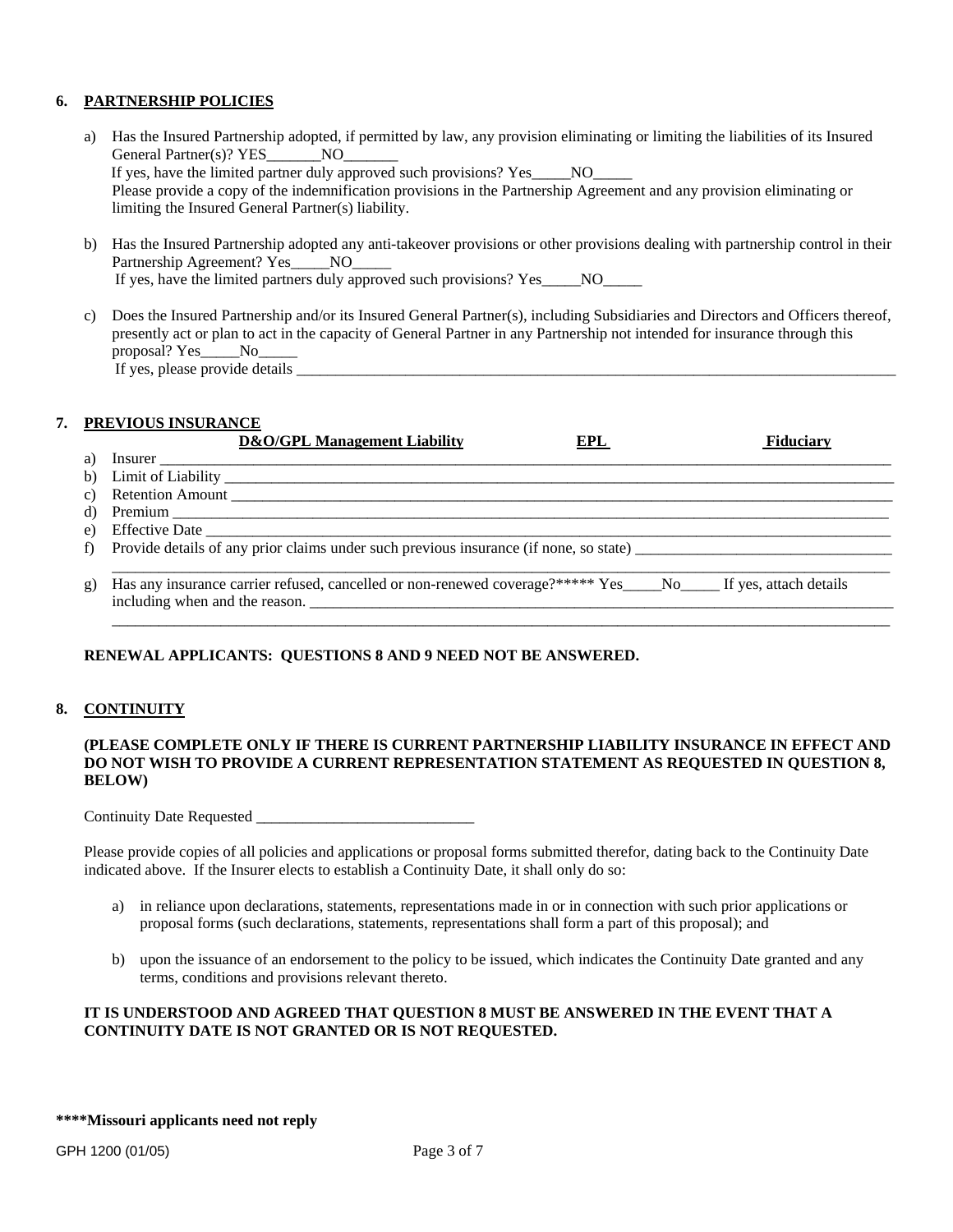## 6. PARTNERSHIP POLICIES

a) Has the Insured Partnership adopted, if permitted by law, any provision eliminating or limiting the liabilities of its Insured General Partner(s)? YES_______NO_______

If yes, have the limited partner duly approved such provisions? Yes_____NO_____

Please provide a copy of the indemnification provisions in the Partnership Agreement and any provision eliminating or limiting the Insured General Partner(s) liability.

b) Has the Insured Partnership adopted any anti-takeover provisions or other provisions dealing with partnership control in their Partnership Agreement? Yes_____NO_____

If yes, have the limited partners duly approved such provisions? Yes_____NO_____

c) Does the Insured Partnership and/or its Insured General Partner(s), including Subsidiaries and Directors and Officers thereof, presently act or plan to act in the capacity of General Partner in any Partnership not intended for insurance through this proposal? Yes_____No_____

If yes, please provide details ___________________________________________________________________________

## 7. PREVIOUS INSURANCE

| | D&O/GPL Management Liability | EPL | Fiduciary |
|---|---|---|---|
| a) Insurer | | | |
| b) Limit of Liability | | | |
| c) Retention Amount | | | |
| d) Premium | | | |
| e) Effective Date | | | |

f) Provide details of any prior claims under such previous insurance (if none, so state) _________________________________

_____________________________________________________________________________________________________

g) Has any insurance carrier refused, cancelled or non-renewed coverage?***** Yes_____No_____ If yes, attach details including when and the reason. ___________________________________________________________________________

_____________________________________________________________________________________________________

**RENEWAL APPLICANTS: QUESTIONS 8 AND 9 NEED NOT BE ANSWERED.**

## 8. CONTINUITY

**(PLEASE COMPLETE ONLY IF THERE IS CURRENT PARTNERSHIP LIABILITY INSURANCE IN EFFECT AND DO NOT WISH TO PROVIDE A CURRENT REPRESENTATION STATEMENT AS REQUESTED IN QUESTION 8, BELOW)**

Continuity Date Requested ____________________________

Please provide copies of all policies and applications or proposal forms submitted therefor, dating back to the Continuity Date indicated above. If the Insurer elects to establish a Continuity Date, it shall only do so:

a) in reliance upon declarations, statements, representations made in or in connection with such prior applications or proposal forms (such declarations, statements, representations shall form a part of this proposal); and

b) upon the issuance of an endorsement to the policy to be issued, which indicates the Continuity Date granted and any terms, conditions and provisions relevant thereto.

**IT IS UNDERSTOOD AND AGREED THAT QUESTION 8 MUST BE ANSWERED IN THE EVENT THAT A CONTINUITY DATE IS NOT GRANTED OR IS NOT REQUESTED.**

**\*\*\*\*Missouri applicants need not reply**

GPH 1200 (01/05)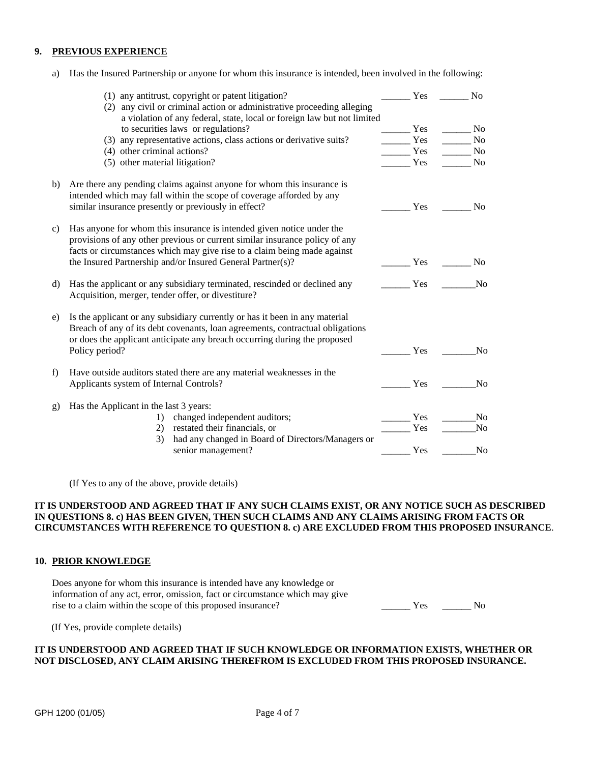**9. PREVIOUS EXPERIENCE**

a) Has the Insured Partnership or anyone for whom this insurance is intended, been involved in the following:

(1) any antitrust, copyright or patent litigation? ______ Yes ______ No

(2) any civil or criminal action or administrative proceeding alleging a violation of any federal, state, local or foreign law but not limited to securities laws or regulations? ______ Yes ______ No

(3) any representative actions, class actions or derivative suits? ______ Yes ______ No

(4) other criminal actions? ______ Yes ______ No

(5) other material litigation? ______ Yes ______ No

b) Are there any pending claims against anyone for whom this insurance is intended which may fall within the scope of coverage afforded by any similar insurance presently or previously in effect? ______ Yes ______ No

c) Has anyone for whom this insurance is intended given notice under the provisions of any other previous or current similar insurance policy of any facts or circumstances which may give rise to a claim being made against the Insured Partnership and/or Insured General Partner(s)? ______ Yes ______ No

d) Has the applicant or any subsidiary terminated, rescinded or declined any Acquisition, merger, tender offer, or divestiture? ______ Yes _______No

e) Is the applicant or any subsidiary currently or has it been in any material Breach of any of its debt covenants, loan agreements, contractual obligations or does the applicant anticipate any breach occurring during the proposed Policy period? ______ Yes _______No

f) Have outside auditors stated there are any material weaknesses in the Applicants system of Internal Controls? ______ Yes _______No

g) Has the Applicant in the last 3 years:

1) changed independent auditors; ______ Yes _______No

2) restated their financials, or ______ Yes _______No

3) had any changed in Board of Directors/Managers or senior management? ______ Yes _______No

(If Yes to any of the above, provide details)

**IT IS UNDERSTOOD AND AGREED THAT IF ANY SUCH CLAIMS EXIST, OR ANY NOTICE SUCH AS DESCRIBED IN QUESTIONS 8. c) HAS BEEN GIVEN, THEN SUCH CLAIMS AND ANY CLAIMS ARISING FROM FACTS OR CIRCUMSTANCES WITH REFERENCE TO QUESTION 8. c) ARE EXCLUDED FROM THIS PROPOSED INSURANCE**.

**10. PRIOR KNOWLEDGE**

Does anyone for whom this insurance is intended have any knowledge or information of any act, error, omission, fact or circumstance which may give rise to a claim within the scope of this proposed insurance? ______ Yes ______ No

(If Yes, provide complete details)

**IT IS UNDERSTOOD AND AGREED THAT IF SUCH KNOWLEDGE OR INFORMATION EXISTS, WHETHER OR NOT DISCLOSED, ANY CLAIM ARISING THEREFROM IS EXCLUDED FROM THIS PROPOSED INSURANCE.**

GPH 1200 (01/05)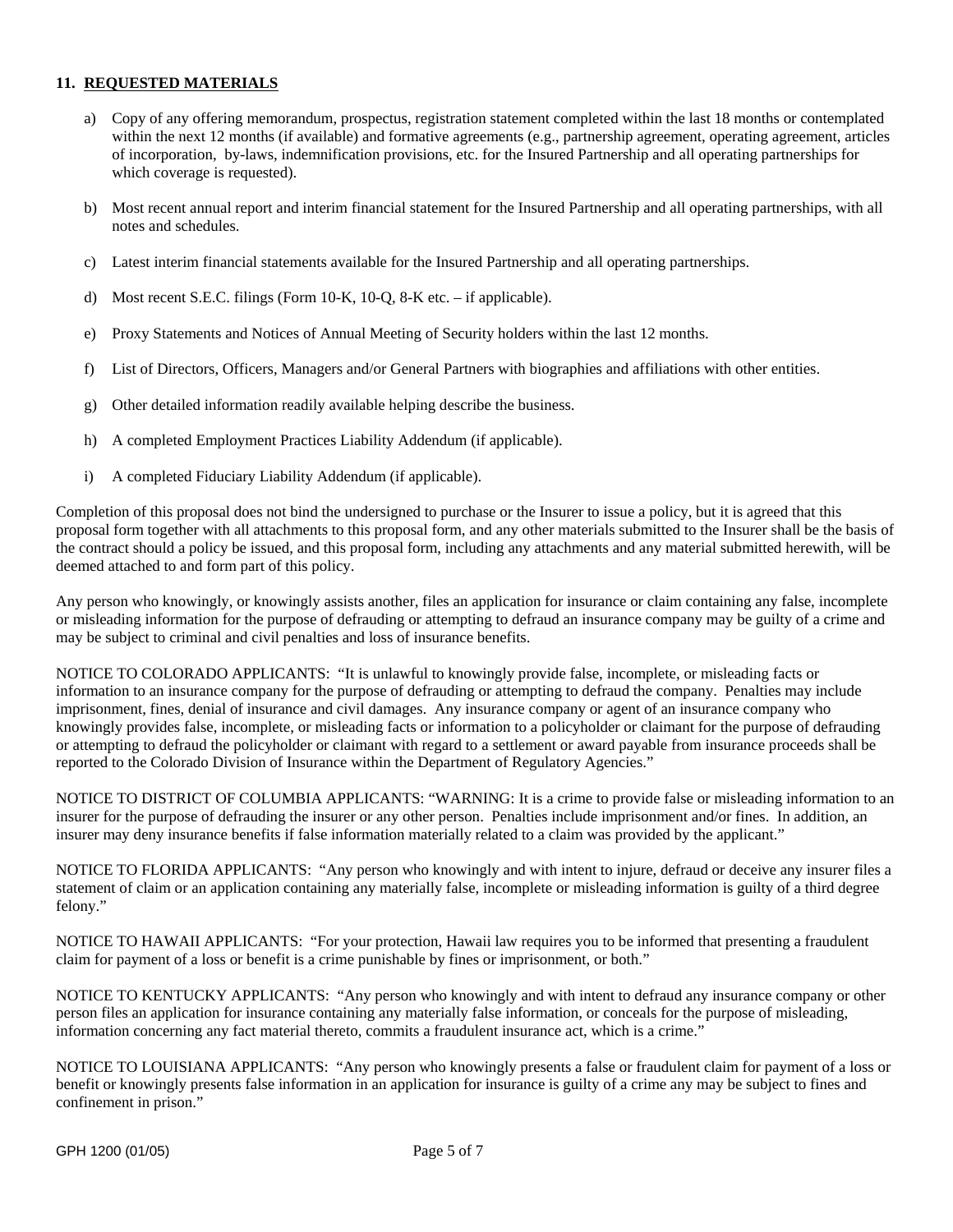**11. REQUESTED MATERIALS**

a) Copy of any offering memorandum, prospectus, registration statement completed within the last 18 months or contemplated within the next 12 months (if available) and formative agreements (e.g., partnership agreement, operating agreement, articles of incorporation, by-laws, indemnification provisions, etc. for the Insured Partnership and all operating partnerships for which coverage is requested).

b) Most recent annual report and interim financial statement for the Insured Partnership and all operating partnerships, with all notes and schedules.

c) Latest interim financial statements available for the Insured Partnership and all operating partnerships.

d) Most recent S.E.C. filings (Form 10-K, 10-Q, 8-K etc. – if applicable).

e) Proxy Statements and Notices of Annual Meeting of Security holders within the last 12 months.

f) List of Directors, Officers, Managers and/or General Partners with biographies and affiliations with other entities.

g) Other detailed information readily available helping describe the business.

h) A completed Employment Practices Liability Addendum (if applicable).

i) A completed Fiduciary Liability Addendum (if applicable).

Completion of this proposal does not bind the undersigned to purchase or the Insurer to issue a policy, but it is agreed that this proposal form together with all attachments to this proposal form, and any other materials submitted to the Insurer shall be the basis of the contract should a policy be issued, and this proposal form, including any attachments and any material submitted herewith, will be deemed attached to and form part of this policy.

Any person who knowingly, or knowingly assists another, files an application for insurance or claim containing any false, incomplete or misleading information for the purpose of defrauding or attempting to defraud an insurance company may be guilty of a crime and may be subject to criminal and civil penalties and loss of insurance benefits.

NOTICE TO COLORADO APPLICANTS: "It is unlawful to knowingly provide false, incomplete, or misleading facts or information to an insurance company for the purpose of defrauding or attempting to defraud the company. Penalties may include imprisonment, fines, denial of insurance and civil damages. Any insurance company or agent of an insurance company who knowingly provides false, incomplete, or misleading facts or information to a policyholder or claimant for the purpose of defrauding or attempting to defraud the policyholder or claimant with regard to a settlement or award payable from insurance proceeds shall be reported to the Colorado Division of Insurance within the Department of Regulatory Agencies."

NOTICE TO DISTRICT OF COLUMBIA APPLICANTS: "WARNING: It is a crime to provide false or misleading information to an insurer for the purpose of defrauding the insurer or any other person. Penalties include imprisonment and/or fines. In addition, an insurer may deny insurance benefits if false information materially related to a claim was provided by the applicant."

NOTICE TO FLORIDA APPLICANTS: "Any person who knowingly and with intent to injure, defraud or deceive any insurer files a statement of claim or an application containing any materially false, incomplete or misleading information is guilty of a third degree felony."

NOTICE TO HAWAII APPLICANTS: "For your protection, Hawaii law requires you to be informed that presenting a fraudulent claim for payment of a loss or benefit is a crime punishable by fines or imprisonment, or both."

NOTICE TO KENTUCKY APPLICANTS: "Any person who knowingly and with intent to defraud any insurance company or other person files an application for insurance containing any materially false information, or conceals for the purpose of misleading, information concerning any fact material thereto, commits a fraudulent insurance act, which is a crime."

NOTICE TO LOUISIANA APPLICANTS: "Any person who knowingly presents a false or fraudulent claim for payment of a loss or benefit or knowingly presents false information in an application for insurance is guilty of a crime any may be subject to fines and confinement in prison."

GPH 1200 (01/05)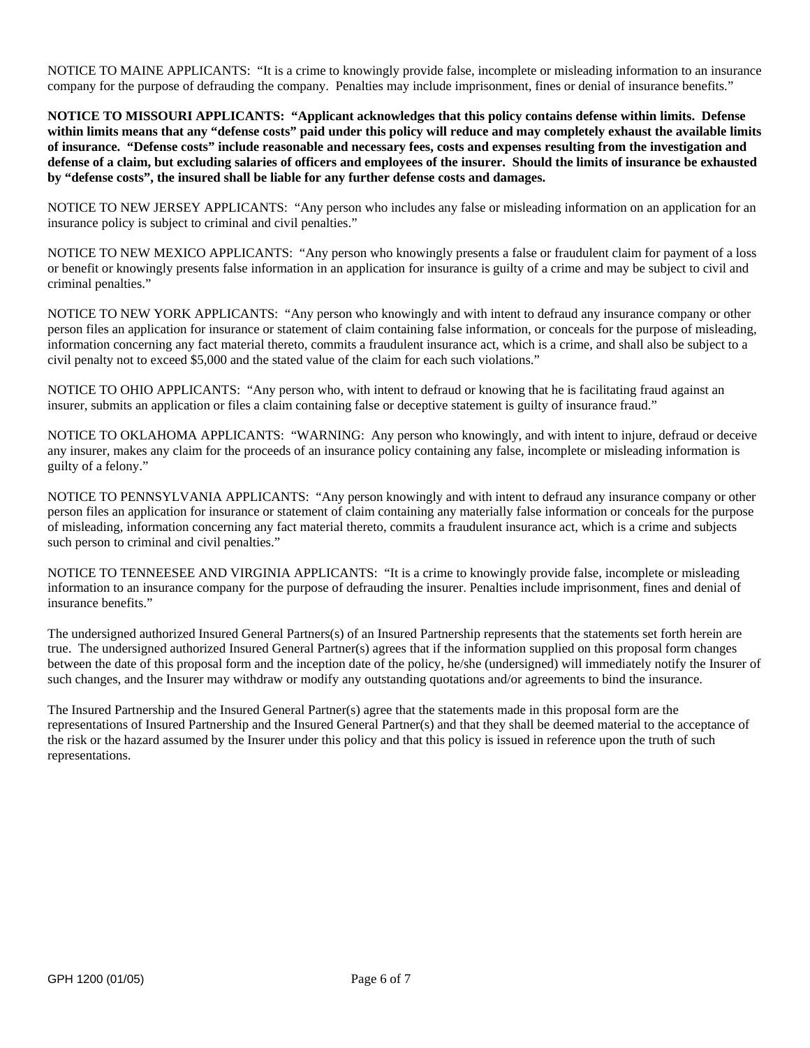NOTICE TO MAINE APPLICANTS: "It is a crime to knowingly provide false, incomplete or misleading information to an insurance company for the purpose of defrauding the company. Penalties may include imprisonment, fines or denial of insurance benefits."

**NOTICE TO MISSOURI APPLICANTS: "Applicant acknowledges that this policy contains defense within limits. Defense within limits means that any "defense costs" paid under this policy will reduce and may completely exhaust the available limits of insurance. "Defense costs" include reasonable and necessary fees, costs and expenses resulting from the investigation and defense of a claim, but excluding salaries of officers and employees of the insurer. Should the limits of insurance be exhausted by "defense costs", the insured shall be liable for any further defense costs and damages.**

NOTICE TO NEW JERSEY APPLICANTS: "Any person who includes any false or misleading information on an application for an insurance policy is subject to criminal and civil penalties."

NOTICE TO NEW MEXICO APPLICANTS: "Any person who knowingly presents a false or fraudulent claim for payment of a loss or benefit or knowingly presents false information in an application for insurance is guilty of a crime and may be subject to civil and criminal penalties."

NOTICE TO NEW YORK APPLICANTS: "Any person who knowingly and with intent to defraud any insurance company or other person files an application for insurance or statement of claim containing false information, or conceals for the purpose of misleading, information concerning any fact material thereto, commits a fraudulent insurance act, which is a crime, and shall also be subject to a civil penalty not to exceed $5,000 and the stated value of the claim for each such violations."

NOTICE TO OHIO APPLICANTS: "Any person who, with intent to defraud or knowing that he is facilitating fraud against an insurer, submits an application or files a claim containing false or deceptive statement is guilty of insurance fraud."

NOTICE TO OKLAHOMA APPLICANTS: "WARNING: Any person who knowingly, and with intent to injure, defraud or deceive any insurer, makes any claim for the proceeds of an insurance policy containing any false, incomplete or misleading information is guilty of a felony."

NOTICE TO PENNSYLVANIA APPLICANTS: "Any person knowingly and with intent to defraud any insurance company or other person files an application for insurance or statement of claim containing any materially false information or conceals for the purpose of misleading, information concerning any fact material thereto, commits a fraudulent insurance act, which is a crime and subjects such person to criminal and civil penalties."

NOTICE TO TENNEESEE AND VIRGINIA APPLICANTS: "It is a crime to knowingly provide false, incomplete or misleading information to an insurance company for the purpose of defrauding the insurer. Penalties include imprisonment, fines and denial of insurance benefits."

The undersigned authorized Insured General Partners(s) of an Insured Partnership represents that the statements set forth herein are true. The undersigned authorized Insured General Partner(s) agrees that if the information supplied on this proposal form changes between the date of this proposal form and the inception date of the policy, he/she (undersigned) will immediately notify the Insurer of such changes, and the Insurer may withdraw or modify any outstanding quotations and/or agreements to bind the insurance.

The Insured Partnership and the Insured General Partner(s) agree that the statements made in this proposal form are the representations of Insured Partnership and the Insured General Partner(s) and that they shall be deemed material to the acceptance of the risk or the hazard assumed by the Insurer under this policy and that this policy is issued in reference upon the truth of such representations.

GPH 1200 (01/05)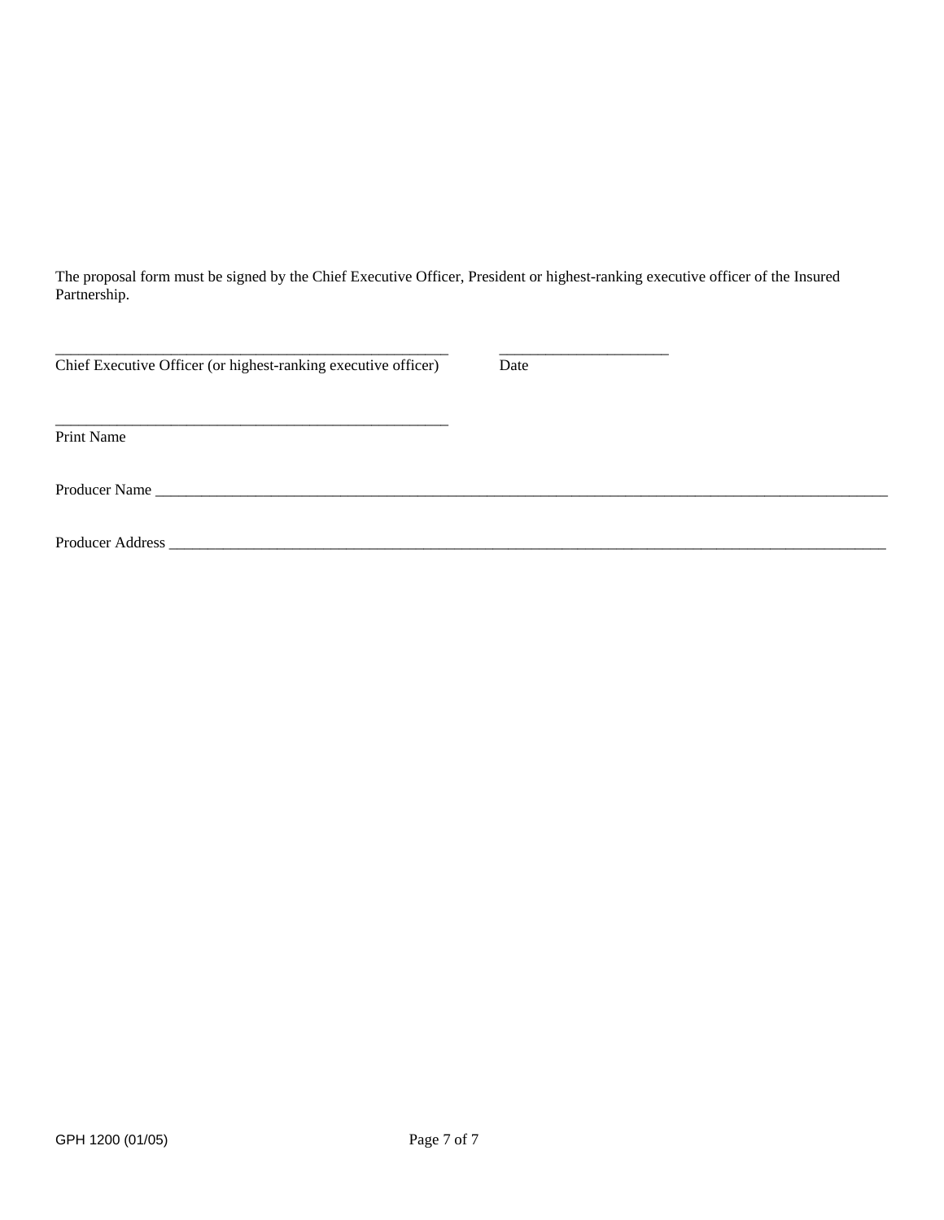The proposal form must be signed by the Chief Executive Officer, President or highest-ranking executive officer of the Insured Partnership.

_____________________________________________________ &nbsp;&nbsp;&nbsp;&nbsp; _______________________
Chief Executive Officer (or highest-ranking executive officer) &nbsp;&nbsp;&nbsp;&nbsp; Date

_____________________________________________________
Print Name

Producer Name ____________________________________________________________________________________________________

Producer Address __________________________________________________________________________________________________

GPH 1200 (01/05)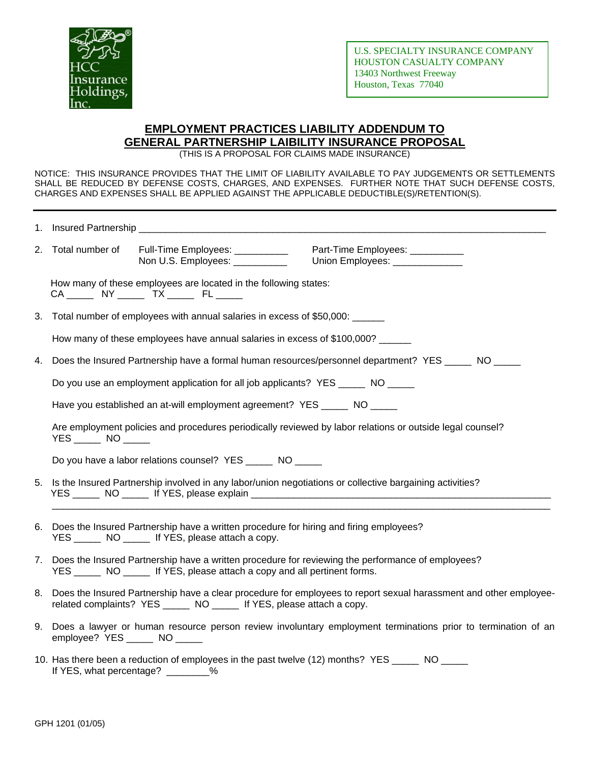HCC Insurance Holdings, Inc.

U.S. SPECIALTY INSURANCE COMPANY
HOUSTON CASUALTY COMPANY
13403 Northwest Freeway
Houston, Texas 77040

## EMPLOYMENT PRACTICES LIABILITY ADDENDUM TO GENERAL PARTNERSHIP LAIBILITY INSURANCE PROPOSAL

(THIS IS A PROPOSAL FOR CLAIMS MADE INSURANCE)

NOTICE: THIS INSURANCE PROVIDES THAT THE LIMIT OF LIABILITY AVAILABLE TO PAY JUDGEMENTS OR SETTLEMENTS SHALL BE REDUCED BY DEFENSE COSTS, CHARGES, AND EXPENSES. FURTHER NOTE THAT SUCH DEFENSE COSTS, CHARGES AND EXPENSES SHALL BE APPLIED AGAINST THE APPLICABLE DEDUCTIBLE(S)/RETENTION(S).

---

1. Insured Partnership ______________________________________________________________________

2. Total number of Full-Time Employees: __________ Part-Time Employees: __________
   Non U.S. Employees: __________ Union Employees: _____________

   How many of these employees are located in the following states:
   CA _____ NY _____ TX _____ FL _____

3. Total number of employees with annual salaries in excess of $50,000: ______

   How many of these employees have annual salaries in excess of $100,000? ______

4. Does the Insured Partnership have a formal human resources/personnel department? YES _____ NO _____

   Do you use an employment application for all job applicants? YES _____ NO _____

   Have you established an at-will employment agreement? YES _____ NO _____

   Are employment policies and procedures periodically reviewed by labor relations or outside legal counsel? YES _____ NO _____

   Do you have a labor relations counsel? YES _____ NO _____

5. Is the Insured Partnership involved in any labor/union negotiations or collective bargaining activities? YES _____ NO _____ If YES, please explain ___________________________________________________________
   ________________________________________________________________________________________

6. Does the Insured Partnership have a written procedure for hiring and firing employees? YES _____ NO _____ If YES, please attach a copy.

7. Does the Insured Partnership have a written procedure for reviewing the performance of employees? YES _____ NO _____ If YES, please attach a copy and all pertinent forms.

8. Does the Insured Partnership have a clear procedure for employees to report sexual harassment and other employee-related complaints? YES _____ NO _____ If YES, please attach a copy.

9. Does a lawyer or human resource person review involuntary employment terminations prior to termination of an employee? YES _____ NO _____

10. Has there been a reduction of employees in the past twelve (12) months? YES _____ NO _____
    If YES, what percentage? ________%

GPH 1201 (01/05)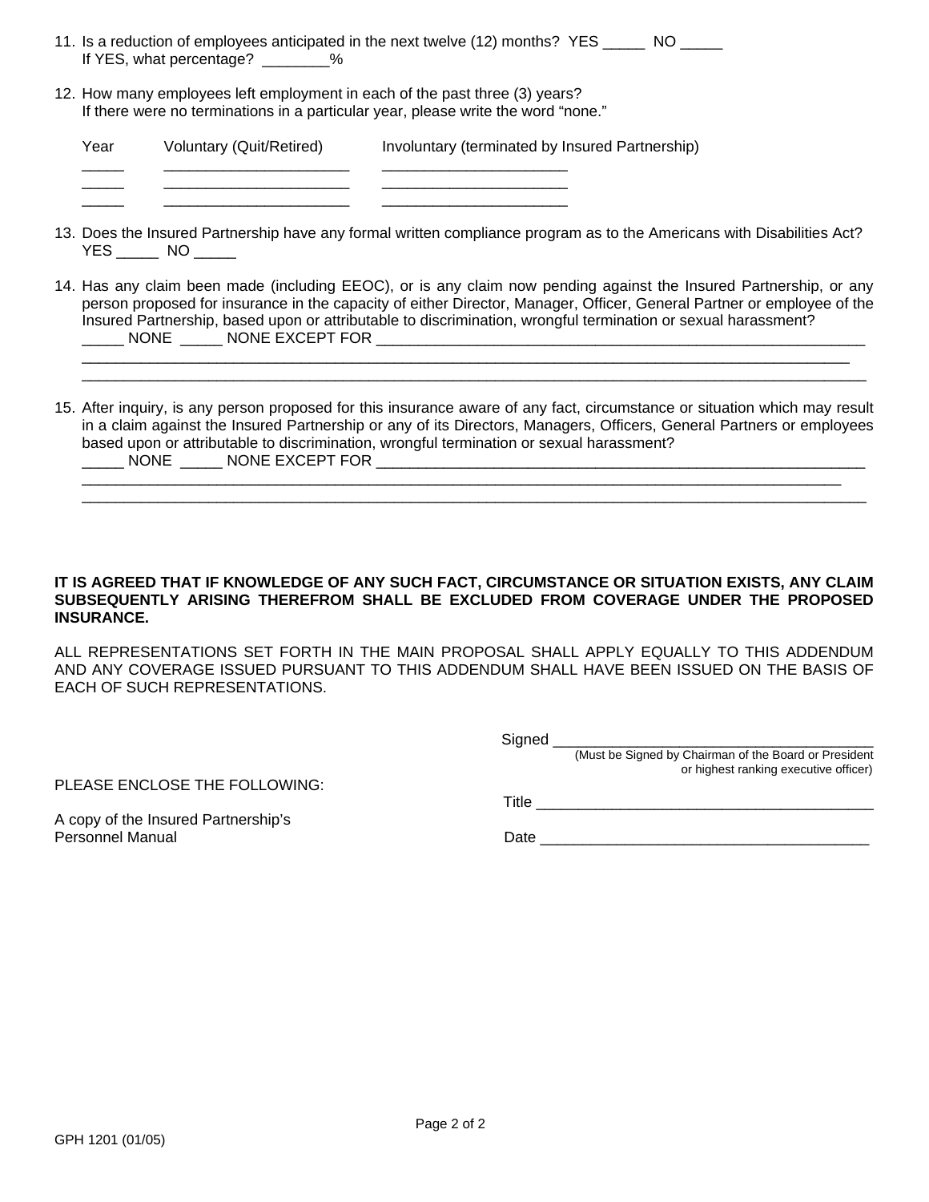11. Is a reduction of employees anticipated in the next twelve (12) months? YES _____ NO _____
    If YES, what percentage? ________%

12. How many employees left employment in each of the past three (3) years?
    If there were no terminations in a particular year, please write the word "none."

| Year | Voluntary (Quit/Retired) | Involuntary (terminated by Insured Partnership) |
|---|---|---|
| _____ | ______________________ | ______________________ |
| _____ | ______________________ | ______________________ |
| _____ | ______________________ | ______________________ |

13. Does the Insured Partnership have any formal written compliance program as to the Americans with Disabilities Act?
    YES _____ NO _____

14. Has any claim been made (including EEOC), or is any claim now pending against the Insured Partnership, or any person proposed for insurance in the capacity of either Director, Manager, Officer, General Partner or employee of the Insured Partnership, based upon or attributable to discrimination, wrongful termination or sexual harassment?
    _____ NONE _____ NONE EXCEPT FOR ____________________________________________________________
    ____________________________________________________________________________________________
    ____________________________________________________________________________________________

15. After inquiry, is any person proposed for this insurance aware of any fact, circumstance or situation which may result in a claim against the Insured Partnership or any of its Directors, Managers, Officers, General Partners or employees based upon or attributable to discrimination, wrongful termination or sexual harassment?
    _____ NONE _____ NONE EXCEPT FOR ____________________________________________________________
    ____________________________________________________________________________________________
    ____________________________________________________________________________________________

**IT IS AGREED THAT IF KNOWLEDGE OF ANY SUCH FACT, CIRCUMSTANCE OR SITUATION EXISTS, ANY CLAIM SUBSEQUENTLY ARISING THEREFROM SHALL BE EXCLUDED FROM COVERAGE UNDER THE PROPOSED INSURANCE.**

ALL REPRESENTATIONS SET FORTH IN THE MAIN PROPOSAL SHALL APPLY EQUALLY TO THIS ADDENDUM AND ANY COVERAGE ISSUED PURSUANT TO THIS ADDENDUM SHALL HAVE BEEN ISSUED ON THE BASIS OF EACH OF SUCH REPRESENTATIONS.

Signed ________________________________________
(Must be Signed by Chairman of the Board or President or highest ranking executive officer)

PLEASE ENCLOSE THE FOLLOWING:

Title ________________________________________

A copy of the Insured Partnership's Personnel Manual

Date ________________________________________

GPH 1201 (01/05)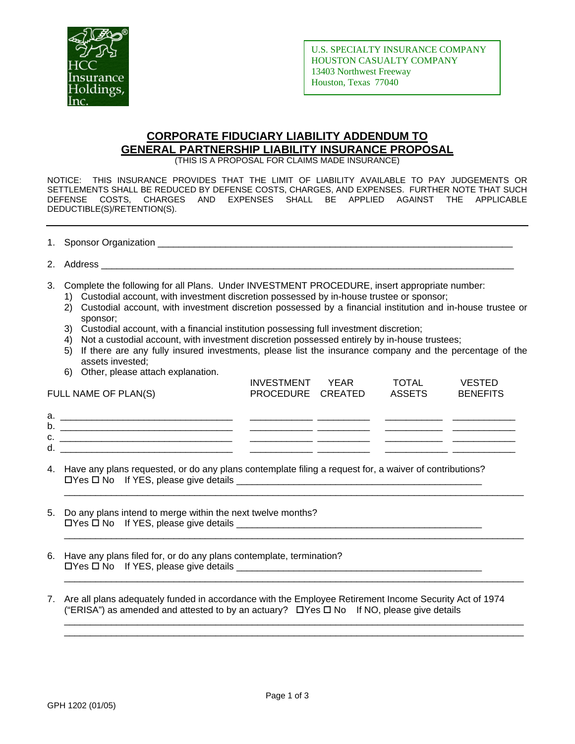HCC Insurance Holdings, Inc.

U.S. SPECIALTY INSURANCE COMPANY
HOUSTON CASUALTY COMPANY
13403 Northwest Freeway
Houston, Texas 77040

## CORPORATE FIDUCIARY LIABILITY ADDENDUM TO GENERAL PARTNERSHIP LIABILITY INSURANCE PROPOSAL

(THIS IS A PROPOSAL FOR CLAIMS MADE INSURANCE)

NOTICE: THIS INSURANCE PROVIDES THAT THE LIMIT OF LIABILITY AVAILABLE TO PAY JUDGEMENTS OR SETTLEMENTS SHALL BE REDUCED BY DEFENSE COSTS, CHARGES, AND EXPENSES. FURTHER NOTE THAT SUCH DEFENSE COSTS, CHARGES AND EXPENSES SHALL BE APPLIED AGAINST THE APPLICABLE DEDUCTIBLE(S)/RETENTION(S).

---

1. Sponsor Organization ______________________________________________________________________

2. Address ___________________________________________________________________________

3. Complete the following for all Plans. Under INVESTMENT PROCEDURE, insert appropriate number:
   1) Custodial account, with investment discretion possessed by in-house trustee or sponsor;
   2) Custodial account, with investment discretion possessed by a financial institution and in-house trustee or sponsor;
   3) Custodial account, with a financial institution possessing full investment discretion;
   4) Not a custodial account, with investment discretion possessed entirely by in-house trustees;
   5) If there are any fully insured investments, please list the insurance company and the percentage of the assets invested;
   6) Other, please attach explanation.

| FULL NAME OF PLAN(S) | INVESTMENT PROCEDURE | YEAR CREATED | TOTAL ASSETS | VESTED BENEFITS |
|---|---|---|---|---|
| a. ________________________________ | ____________ | __________ | ___________ | ____________ |
| b. ________________________________ | ____________ | __________ | ___________ | ____________ |
| c. ________________________________ | ____________ | __________ | ___________ | ____________ |
| d. ________________________________ | ____________ | __________ | ___________ | ____________ |

4. Have any plans requested, or do any plans contemplate filing a request for, a waiver of contributions?
   ☐Yes ☐ No If YES, please give details _______________________________________________
   ________________________________________________________________________________________

5. Do any plans intend to merge within the next twelve months?
   ☐Yes ☐ No If YES, please give details _______________________________________________
   ________________________________________________________________________________________

6. Have any plans filed for, or do any plans contemplate, termination?
   ☐Yes ☐ No If YES, please give details _______________________________________________
   ________________________________________________________________________________________

7. Are all plans adequately funded in accordance with the Employee Retirement Income Security Act of 1974 ("ERISA") as amended and attested to by an actuary? ☐Yes ☐ No If NO, please give details
   ________________________________________________________________________________________
   ________________________________________________________________________________________

GPH 1202 (01/05)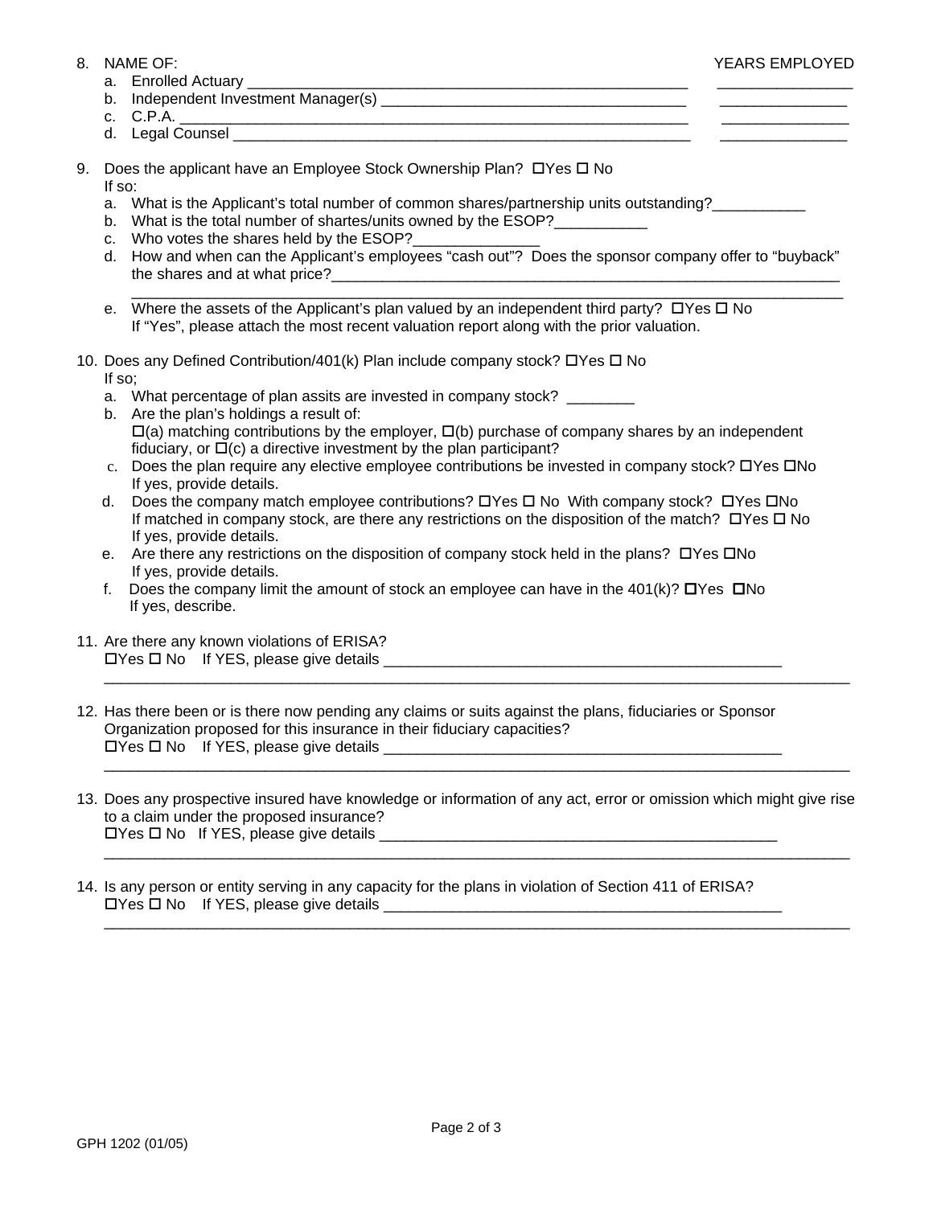8. NAME OF: YEARS EMPLOYED
   a. Enrolled Actuary ______________________________________________ _______________
   b. Independent Investment Manager(s) ________________________________ _______________
   c. C.P.A. _____________________________________________________ _______________
   d. Legal Counsel ________________________________________________ _______________

9. Does the applicant have an Employee Stock Ownership Plan? ☐Yes ☐ No
   If so:
   a. What is the Applicant's total number of common shares/partnership units outstanding?___________
   b. What is the total number of shartes/units owned by the ESOP?___________
   c. Who votes the shares held by the ESOP?_______________
   d. How and when can the Applicant's employees "cash out"? Does the sponsor company offer to "buyback" the shares and at what price?_______________________________________________________________
      _______________________________________________________________________________
   e. Where the assets of the Applicant's plan valued by an independent third party? ☐Yes ☐ No
      If "Yes", please attach the most recent valuation report along with the prior valuation.

10. Does any Defined Contribution/401(k) Plan include company stock? ☐Yes ☐ No
    If so;
    a. What percentage of plan assits are invested in company stock? ________
    b. Are the plan's holdings a result of:
       ☐(a) matching contributions by the employer, ☐(b) purchase of company shares by an independent fiduciary, or ☐(c) a directive investment by the plan participant?
    c. Does the plan require any elective employee contributions be invested in company stock? ☐Yes ☐No
       If yes, provide details.
    d. Does the company match employee contributions? ☐Yes ☐ No With company stock? ☐Yes ☐No
       If matched in company stock, are there any restrictions on the disposition of the match? ☐Yes ☐ No
       If yes, provide details.
    e. Are there any restrictions on the disposition of company stock held in the plans? ☐Yes ☐No
       If yes, provide details.
    f. Does the company limit the amount of stock an employee can have in the 401(k)? ☐Yes ☐No
       If yes, describe.

11. Are there any known violations of ERISA?
    ☐Yes ☐ No If YES, please give details __________________________________________________
    _______________________________________________________________________________________

12. Has there been or is there now pending any claims or suits against the plans, fiduciaries or Sponsor Organization proposed for this insurance in their fiduciary capacities?
    ☐Yes ☐ No If YES, please give details __________________________________________________
    _______________________________________________________________________________________

13. Does any prospective insured have knowledge or information of any act, error or omission which might give rise to a claim under the proposed insurance?
    ☐Yes ☐ No If YES, please give details __________________________________________________
    _______________________________________________________________________________________

14. Is any person or entity serving in any capacity for the plans in violation of Section 411 of ERISA?
    ☐Yes ☐ No If YES, please give details __________________________________________________
    _______________________________________________________________________________________

GPH 1202 (01/05)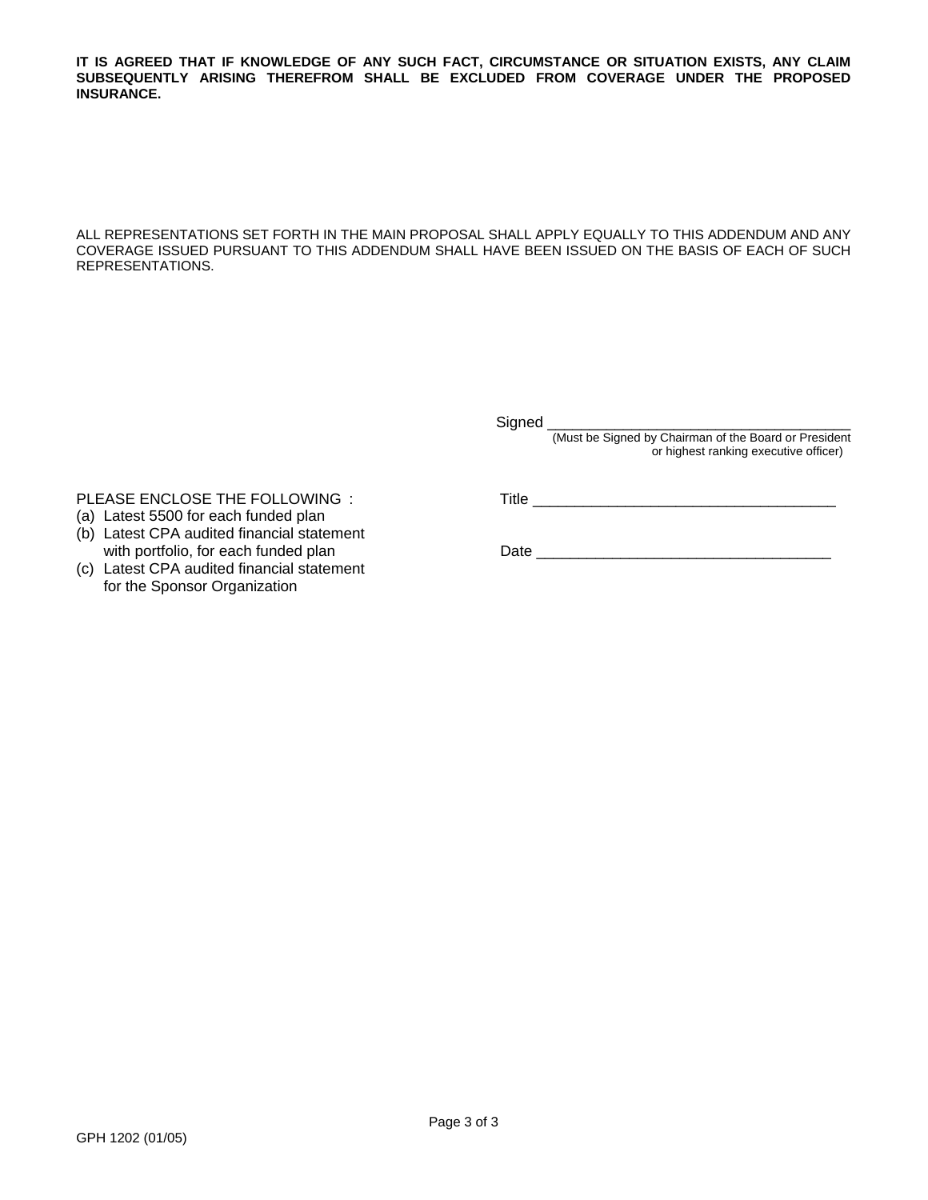**IT IS AGREED THAT IF KNOWLEDGE OF ANY SUCH FACT, CIRCUMSTANCE OR SITUATION EXISTS, ANY CLAIM SUBSEQUENTLY ARISING THEREFROM SHALL BE EXCLUDED FROM COVERAGE UNDER THE PROPOSED INSURANCE.**

ALL REPRESENTATIONS SET FORTH IN THE MAIN PROPOSAL SHALL APPLY EQUALLY TO THIS ADDENDUM AND ANY COVERAGE ISSUED PURSUANT TO THIS ADDENDUM SHALL HAVE BEEN ISSUED ON THE BASIS OF EACH OF SUCH REPRESENTATIONS.

Signed ____________________________________
(Must be Signed by Chairman of the Board or President or highest ranking executive officer)

Title ____________________________________

Date ____________________________________

PLEASE ENCLOSE THE FOLLOWING :

(a) Latest 5500 for each funded plan
(b) Latest CPA audited financial statement with portfolio, for each funded plan
(c) Latest CPA audited financial statement for the Sponsor Organization

GPH 1202 (01/05)